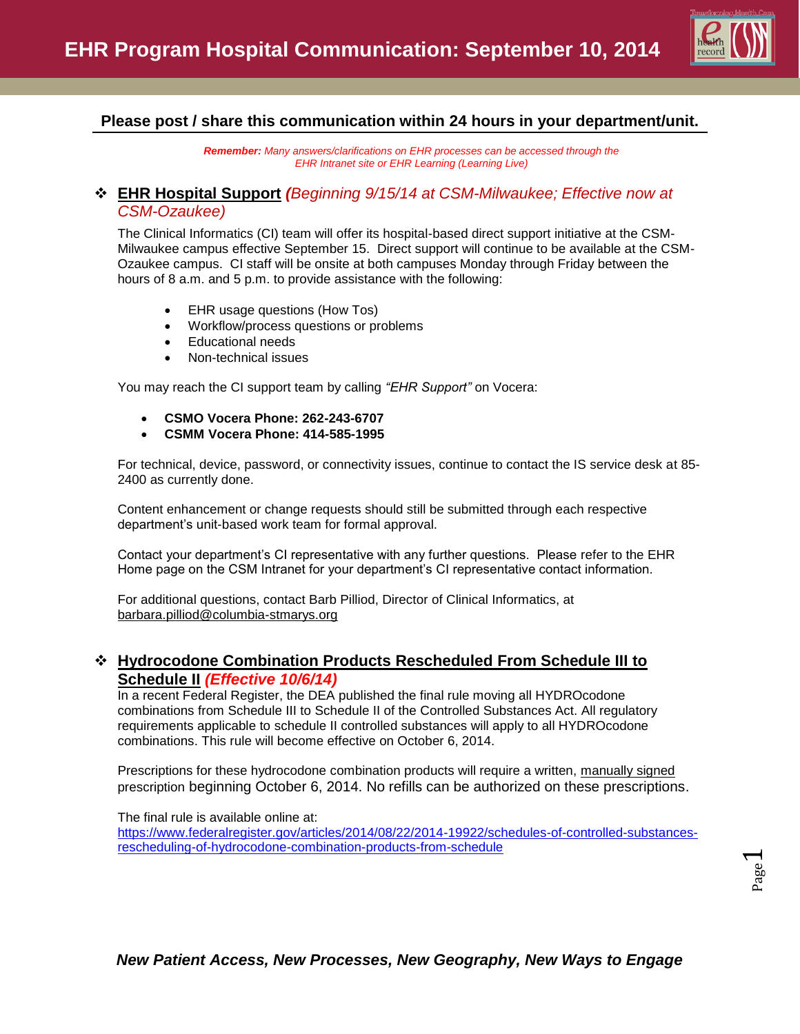# EHR Program Hospital Communication: September 10, 2014

**Please post / share this communication within 24 hours in your department/unit.**

***Remember:*** *Many answers/clarifications on EHR processes can be accessed through the EHR Intranet site or EHR Learning (Learning Live)*

## ❖ EHR Hospital Support *(Beginning 9/15/14 at CSM-Milwaukee; Effective now at CSM-Ozaukee)*

The Clinical Informatics (CI) team will offer its hospital-based direct support initiative at the CSM-Milwaukee campus effective September 15. Direct support will continue to be available at the CSM-Ozaukee campus. CI staff will be onsite at both campuses Monday through Friday between the hours of 8 a.m. and 5 p.m. to provide assistance with the following:

- EHR usage questions (How Tos)
- Workflow/process questions or problems
- Educational needs
- Non-technical issues

You may reach the CI support team by calling *"EHR Support"* on Vocera:

- **CSMO Vocera Phone: 262-243-6707**
- **CSMM Vocera Phone: 414-585-1995**

For technical, device, password, or connectivity issues, continue to contact the IS service desk at 85-2400 as currently done.

Content enhancement or change requests should still be submitted through each respective department's unit-based work team for formal approval.

Contact your department's CI representative with any further questions. Please refer to the EHR Home page on the CSM Intranet for your department's CI representative contact information.

For additional questions, contact Barb Pilliod, Director of Clinical Informatics, at barbara.pilliod@columbia-stmarys.org

## ❖ Hydrocodone Combination Products Rescheduled From Schedule III to Schedule II *(Effective 10/6/14)*

In a recent Federal Register, the DEA published the final rule moving all HYDROcodone combinations from Schedule III to Schedule II of the Controlled Substances Act. All regulatory requirements applicable to schedule II controlled substances will apply to all HYDROcodone combinations. This rule will become effective on October 6, 2014.

Prescriptions for these hydrocodone combination products will require a written, manually signed prescription beginning October 6, 2014. No refills can be authorized on these prescriptions.

The final rule is available online at:
https://www.federalregister.gov/articles/2014/08/22/2014-19922/schedules-of-controlled-substances-rescheduling-of-hydrocodone-combination-products-from-schedule

***New Patient Access, New Processes, New Geography, New Ways to Engage***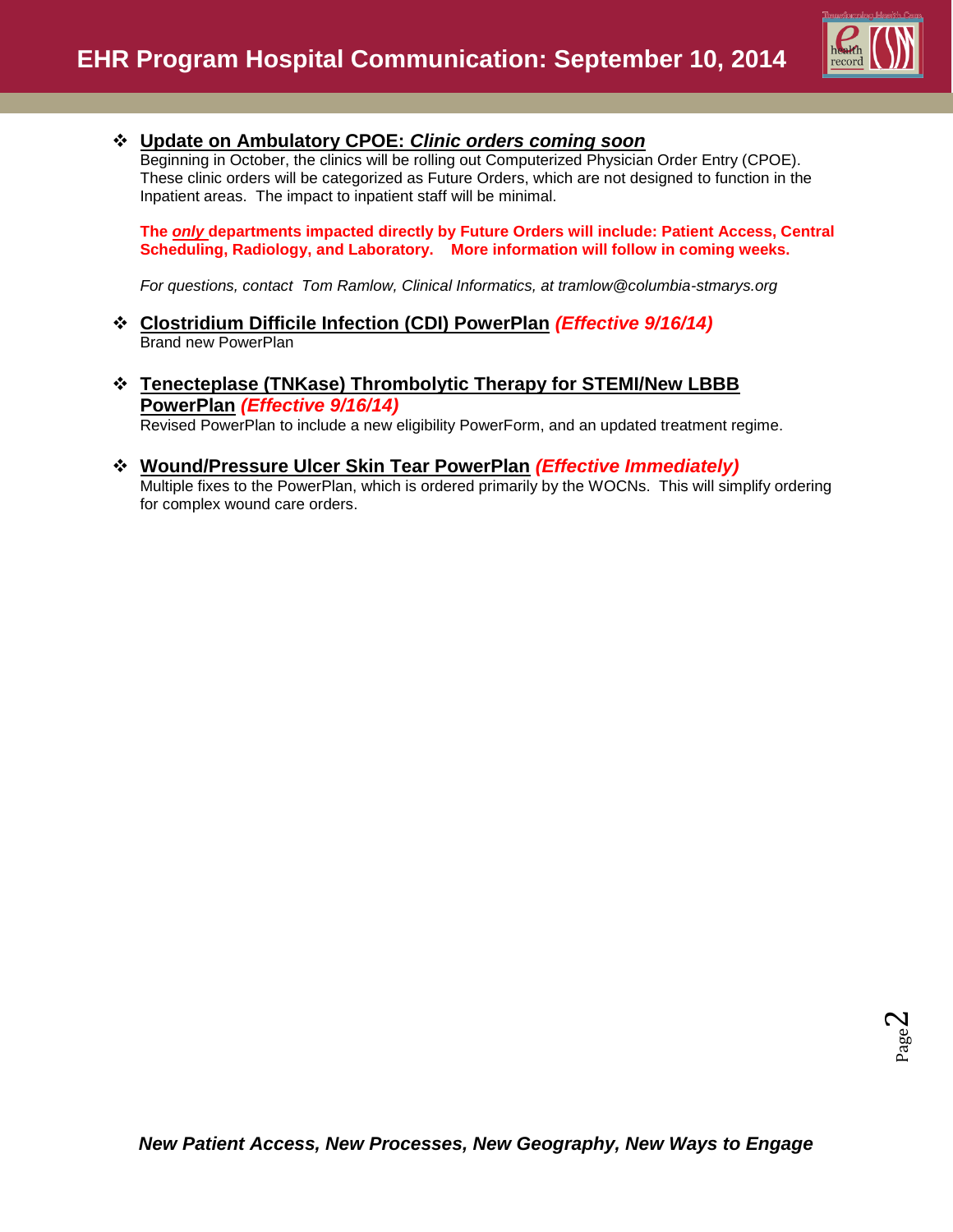- **Update on Ambulatory CPOE: *Clinic orders coming soon***

  Beginning in October, the clinics will be rolling out Computerized Physician Order Entry (CPOE). These clinic orders will be categorized as Future Orders, which are not designed to function in the Inpatient areas. The impact to inpatient staff will be minimal.

  **The *only* departments impacted directly by Future Orders will include: Patient Access, Central Scheduling, Radiology, and Laboratory. More information will follow in coming weeks.**

  *For questions, contact Tom Ramlow, Clinical Informatics, at tramlow@columbia-stmarys.org*

- **Clostridium Difficile Infection (CDI) PowerPlan *(Effective 9/16/14)***

  Brand new PowerPlan

- **Tenecteplase (TNKase) Thrombolytic Therapy for STEMI/New LBBB PowerPlan *(Effective 9/16/14)***

  Revised PowerPlan to include a new eligibility PowerForm, and an updated treatment regime.

- **Wound/Pressure Ulcer Skin Tear PowerPlan *(Effective Immediately)***

  Multiple fixes to the PowerPlan, which is ordered primarily by the WOCNs. This will simplify ordering for complex wound care orders.